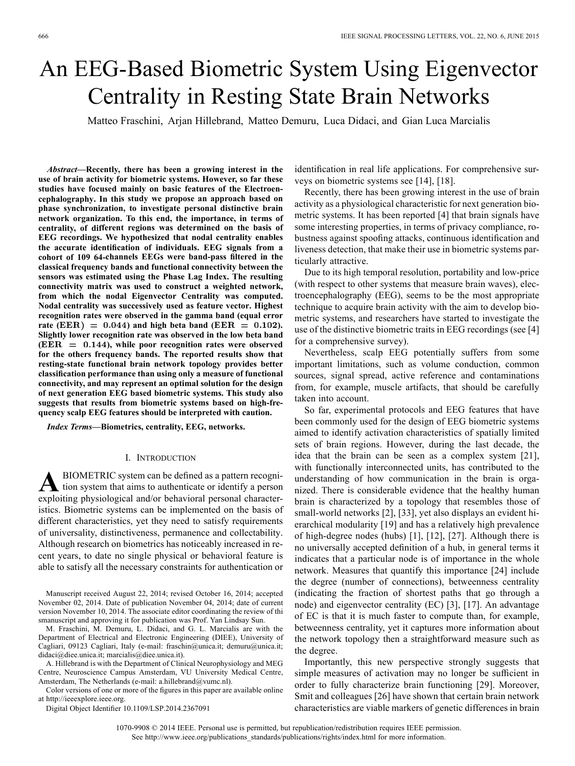# An EEG-Based Biometric System Using Eigenvector Centrality in Resting State Brain Networks

Matteo Fraschini, Arjan Hillebrand, Matteo Demuru, Luca Didaci, and Gian Luca Marcialis

***Abstract*—Recently, there has been a growing interest in the use of brain activity for biometric systems. However, so far these studies have focused mainly on basic features of the Electroencephalography. In this study we propose an approach based on phase synchronization, to investigate personal distinctive brain network organization. To this end, the importance, in terms of centrality, of different regions was determined on the basis of EEG recordings. We hypothesized that nodal centrality enables the accurate identification of individuals. EEG signals from a cohort of 109 64-channels EEGs were band-pass filtered in the classical frequency bands and functional connectivity between the sensors was estimated using the Phase Lag Index. The resulting connectivity matrix was used to construct a weighted network, from which the nodal Eigenvector Centrality was computed. Nodal centrality was successively used as feature vector. Highest recognition rates were observed in the gamma band (equal error rate $(\mathrm{EER}) = 0.044$) and high beta band ($\mathrm{EER} = 0.102$). Slightly lower recognition rate was observed in the low beta band ($\mathrm{EER} = 0.144$), while poor recognition rates were observed for the others frequency bands. The reported results show that resting-state functional brain network topology provides better classification performance than using only a measure of functional connectivity, and may represent an optimal solution for the design of next generation EEG based biometric systems. This study also suggests that results from biometric systems based on high-frequency scalp EEG features should be interpreted with caution.**

***Index Terms*—Biometrics, centrality, EEG, networks.**

## I. Introduction

A BIOMETRIC system can be defined as a pattern recognition system that aims to authenticate or identify a person exploiting physiological and/or behavioral personal characteristics. Biometric systems can be implemented on the basis of different characteristics, yet they need to satisfy requirements of universality, distinctiveness, permanence and collectability. Although research on biometrics has noticeably increased in recent years, to date no single physical or behavioral feature is able to satisfy all the necessary constraints for authentication or identification in real life applications. For comprehensive surveys on biometric systems see [14], [18].

Recently, there has been growing interest in the use of brain activity as a physiological characteristic for next generation biometric systems. It has been reported [4] that brain signals have some interesting properties, in terms of privacy compliance, robustness against spoofing attacks, continuous identification and liveness detection, that make their use in biometric systems particularly attractive.

Due to its high temporal resolution, portability and low-price (with respect to other systems that measure brain waves), electroencephalography (EEG), seems to be the most appropriate technique to acquire brain activity with the aim to develop biometric systems, and researchers have started to investigate the use of the distinctive biometric traits in EEG recordings (see [4] for a comprehensive survey).

Nevertheless, scalp EEG potentially suffers from some important limitations, such as volume conduction, common sources, signal spread, active reference and contaminations from, for example, muscle artifacts, that should be carefully taken into account.

So far, experimental protocols and EEG features that have been commonly used for the design of EEG biometric systems aimed to identify activation characteristics of spatially limited sets of brain regions. However, during the last decade, the idea that the brain can be seen as a complex system [21], with functionally interconnected units, has contributed to the understanding of how communication in the brain is organized. There is considerable evidence that the healthy human brain is characterized by a topology that resembles those of small-world networks [2], [33], yet also displays an evident hierarchical modularity [19] and has a relatively high prevalence of high-degree nodes (hubs) [1], [12], [27]. Although there is no universally accepted definition of a hub, in general terms it indicates that a particular node is of importance in the whole network. Measures that quantify this importance [24] include the degree (number of connections), betweenness centrality (indicating the fraction of shortest paths that go through a node) and eigenvector centrality (EC) [3], [17]. An advantage of EC is that it is much faster to compute than, for example, betweenness centrality, yet it captures more information about the network topology then a straightforward measure such as the degree.

Importantly, this new perspective strongly suggests that simple measures of activation may no longer be sufficient in order to fully characterize brain functioning [29]. Moreover, Smit and colleagues [26] have shown that certain brain network characteristics are viable markers of genetic differences in brain

Manuscript received August 22, 2014; revised October 16, 2014; accepted November 02, 2014. Date of publication November 04, 2014; date of current version November 10, 2014. The associate editor coordinating the review of thi smanuscript and approving it for publication was Prof. Yan Lindsay Sun.

M. Fraschini, M. Demuru, L. Didaci, and G. L. Marcialis are with the Department of Electrical and Electronic Engineering (DIEE), University of Cagliari, 09123 Cagliari, Italy (e-mail: fraschin@unica.it; demuru@unica.it; didaci@diee.unica.it; marcialis@diee.unica.it).

A. Hillebrand is with the Department of Clinical Neurophysiology and MEG Centre, Neuroscience Campus Amsterdam, VU University Medical Centre, Amsterdam, The Netherlands (e-mail: a.hillebrand@vumc.nl).

Color versions of one or more of the figures in this paper are available online at http://ieeexplore.ieee.org.

Digital Object Identifier 10.1109/LSP.2014.2367091

1070-9908 © 2014 IEEE. Personal use is permitted, but republication/redistribution requires IEEE permission. See http://www.ieee.org/publications_standards/publications/rights/index.html for more information.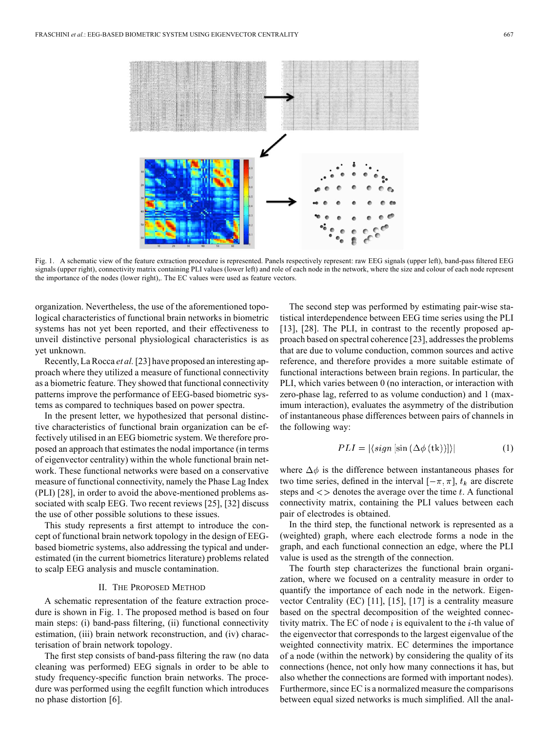Fig. 1. A schematic view of the feature extraction procedure is represented. Panels respectively represent: raw EEG signals (upper left), band-pass filtered EEG signals (upper right), connectivity matrix containing PLI values (lower left) and role of each node in the network, where the size and colour of each node represent the importance of the nodes (lower right),. The EC values were used as feature vectors.

organization. Nevertheless, the use of the aforementioned topological characteristics of functional brain networks in biometric systems has not yet been reported, and their effectiveness to unveil distinctive personal physiological characteristics is as yet unknown.

Recently, La Rocca *et al.* [23] have proposed an interesting approach where they utilized a measure of functional connectivity as a biometric feature. They showed that functional connectivity patterns improve the performance of EEG-based biometric systems as compared to techniques based on power spectra.

In the present letter, we hypothesized that personal distinctive characteristics of functional brain organization can be effectively utilised in an EEG biometric system. We therefore proposed an approach that estimates the nodal importance (in terms of eigenvector centrality) within the whole functional brain network. These functional networks were based on a conservative measure of functional connectivity, namely the Phase Lag Index (PLI) [28], in order to avoid the above-mentioned problems associated with scalp EEG. Two recent reviews [25], [32] discuss the use of other possible solutions to these issues.

This study represents a first attempt to introduce the concept of functional brain network topology in the design of EEG-based biometric systems, also addressing the typical and underestimated (in the current biometrics literature) problems related to scalp EEG analysis and muscle contamination.

## II. The Proposed Method

A schematic representation of the feature extraction procedure is shown in Fig. 1. The proposed method is based on four main steps: (i) band-pass filtering, (ii) functional connectivity estimation, (iii) brain network reconstruction, and (iv) characterisation of brain network topology.

The first step consists of band-pass filtering the raw (no data cleaning was performed) EEG signals in order to be able to study frequency-specific function brain networks. The procedure was performed using the eegfilt function which introduces no phase distortion [6].

The second step was performed by estimating pair-wise statistical interdependence between EEG time series using the PLI [13], [28]. The PLI, in contrast to the recently proposed approach based on spectral coherence [23], addresses the problems that are due to volume conduction, common sources and active reference, and therefore provides a more suitable estimate of functional interactions between brain regions. In particular, the PLI, which varies between 0 (no interaction, or interaction with zero-phase lag, referred to as volume conduction) and 1 (maximum interaction), evaluates the asymmetry of the distribution of instantaneous phase differences between pairs of channels in the following way:

$$PLI = \left|\langle sign\left[\sin\left(\Delta\phi\left(\mathrm{tk}\right)\right)\right]\rangle\right| \quad (1)$$

where $\Delta\phi$ is the difference between instantaneous phases for two time series, defined in the interval $[-\pi, \pi]$, $t_k$ are discrete steps and $<>$ denotes the average over the time $t$. A functional connectivity matrix, containing the PLI values between each pair of electrodes is obtained.

In the third step, the functional network is represented as a (weighted) graph, where each electrode forms a node in the graph, and each functional connection an edge, where the PLI value is used as the strength of the connection.

The fourth step characterizes the functional brain organization, where we focused on a centrality measure in order to quantify the importance of each node in the network. Eigenvector Centrality (EC) [11], [15], [17] is a centrality measure based on the spectral decomposition of the weighted connectivity matrix. The EC of node $i$ is equivalent to the $i$-th value of the eigenvector that corresponds to the largest eigenvalue of the weighted connectivity matrix. EC determines the importance of a node (within the network) by considering the quality of its connections (hence, not only how many connections it has, but also whether the connections are formed with important nodes). Furthermore, since EC is a normalized measure the comparisons between equal sized networks is much simplified. All the anal-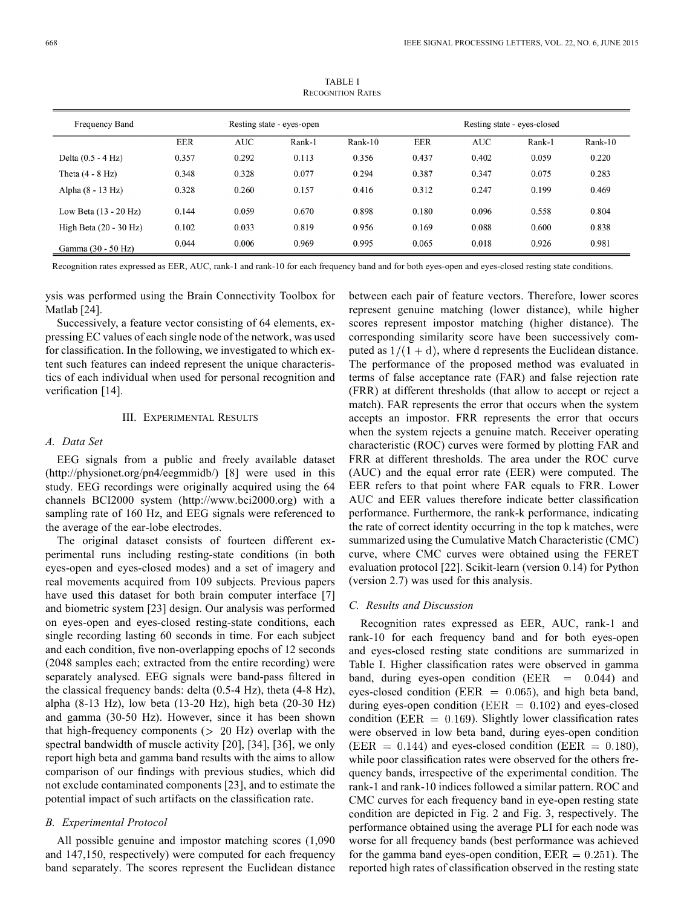TABLE I
RECOGNITION RATES

| Frequency Band | Resting state - eyes-open | | | | Resting state - eyes-closed | | | |
|---|---|---|---|---|---|---|---|---|
| | EER | AUC | Rank-1 | Rank-10 | EER | AUC | Rank-1 | Rank-10 |
| Delta (0.5 - 4 Hz) | 0.357 | 0.292 | 0.113 | 0.356 | 0.437 | 0.402 | 0.059 | 0.220 |
| Theta (4 - 8 Hz) | 0.348 | 0.328 | 0.077 | 0.294 | 0.387 | 0.347 | 0.075 | 0.283 |
| Alpha (8 - 13 Hz) | 0.328 | 0.260 | 0.157 | 0.416 | 0.312 | 0.247 | 0.199 | 0.469 |
| Low Beta (13 - 20 Hz) | 0.144 | 0.059 | 0.670 | 0.898 | 0.180 | 0.096 | 0.558 | 0.804 |
| High Beta (20 - 30 Hz) | 0.102 | 0.033 | 0.819 | 0.956 | 0.169 | 0.088 | 0.600 | 0.838 |
| Gamma (30 - 50 Hz) | 0.044 | 0.006 | 0.969 | 0.995 | 0.065 | 0.018 | 0.926 | 0.981 |

Recognition rates expressed as EER, AUC, rank-1 and rank-10 for each frequency band and for both eyes-open and eyes-closed resting state conditions.

ysis was performed using the Brain Connectivity Toolbox for Matlab [24].

Successively, a feature vector consisting of 64 elements, expressing EC values of each single node of the network, was used for classification. In the following, we investigated to which extent such features can indeed represent the unique characteristics of each individual when used for personal recognition and verification [14].

## III. EXPERIMENTAL RESULTS

### A. Data Set

EEG signals from a public and freely available dataset (http://physionet.org/pn4/eegmmidb/) [8] were used in this study. EEG recordings were originally acquired using the 64 channels BCI2000 system (http://www.bci2000.org) with a sampling rate of 160 Hz, and EEG signals were referenced to the average of the ear-lobe electrodes.

The original dataset consists of fourteen different experimental runs including resting-state conditions (in both eyes-open and eyes-closed modes) and a set of imagery and real movements acquired from 109 subjects. Previous papers have used this dataset for both brain computer interface [7] and biometric system [23] design. Our analysis was performed on eyes-open and eyes-closed resting-state conditions, each single recording lasting 60 seconds in time. For each subject and each condition, five non-overlapping epochs of 12 seconds (2048 samples each; extracted from the entire recording) were separately analysed. EEG signals were band-pass filtered in the classical frequency bands: delta (0.5-4 Hz), theta (4-8 Hz), alpha (8-13 Hz), low beta (13-20 Hz), high beta (20-30 Hz) and gamma (30-50 Hz). However, since it has been shown that high-frequency components ($> 20$ Hz) overlap with the spectral bandwidth of muscle activity [20], [34], [36], we only report high beta and gamma band results with the aims to allow comparison of our findings with previous studies, which did not exclude contaminated components [23], and to estimate the potential impact of such artifacts on the classification rate.

### B. Experimental Protocol

All possible genuine and impostor matching scores (1,090 and 147,150, respectively) were computed for each frequency band separately. The scores represent the Euclidean distance between each pair of feature vectors. Therefore, lower scores represent genuine matching (lower distance), while higher scores represent impostor matching (higher distance). The corresponding similarity score have been successively computed as $1/(1+\mathrm{d})$, where d represents the Euclidean distance. The performance of the proposed method was evaluated in terms of false acceptance rate (FAR) and false rejection rate (FRR) at different thresholds (that allow to accept or reject a match). FAR represents the error that occurs when the system accepts an impostor. FRR represents the error that occurs when the system rejects a genuine match. Receiver operating characteristic (ROC) curves were formed by plotting FAR and FRR at different thresholds. The area under the ROC curve (AUC) and the equal error rate (EER) were computed. The EER refers to that point where FAR equals to FRR. Lower AUC and EER values therefore indicate better classification performance. Furthermore, the rank-k performance, indicating the rate of correct identity occurring in the top k matches, were summarized using the Cumulative Match Characteristic (CMC) curve, where CMC curves were obtained using the FERET evaluation protocol [22]. Scikit-learn (version 0.14) for Python (version 2.7) was used for this analysis.

### C. Results and Discussion

Recognition rates expressed as EER, AUC, rank-1 and rank-10 for each frequency band and for both eyes-open and eyes-closed resting state conditions are summarized in Table I. Higher classification rates were observed in gamma band, during eyes-open condition ($\mathrm{EER} = 0.044$) and eyes-closed condition ($\mathrm{EER} = 0.065$), and high beta band, during eyes-open condition ($\mathrm{EER} = 0.102$) and eyes-closed condition ($\mathrm{EER} = 0.169$). Slightly lower classification rates were observed in low beta band, during eyes-open condition ($\mathrm{EER} = 0.144$) and eyes-closed condition ($\mathrm{EER} = 0.180$), while poor classification rates were observed for the others frequency bands, irrespective of the experimental condition. The rank-1 and rank-10 indices followed a similar pattern. ROC and CMC curves for each frequency band in eye-open resting state condition are depicted in Fig. 2 and Fig. 3, respectively. The performance obtained using the average PLI for each node was worse for all frequency bands (best performance was achieved for the gamma band eyes-open condition, $\mathrm{EER} = 0.251$). The reported high rates of classification observed in the resting state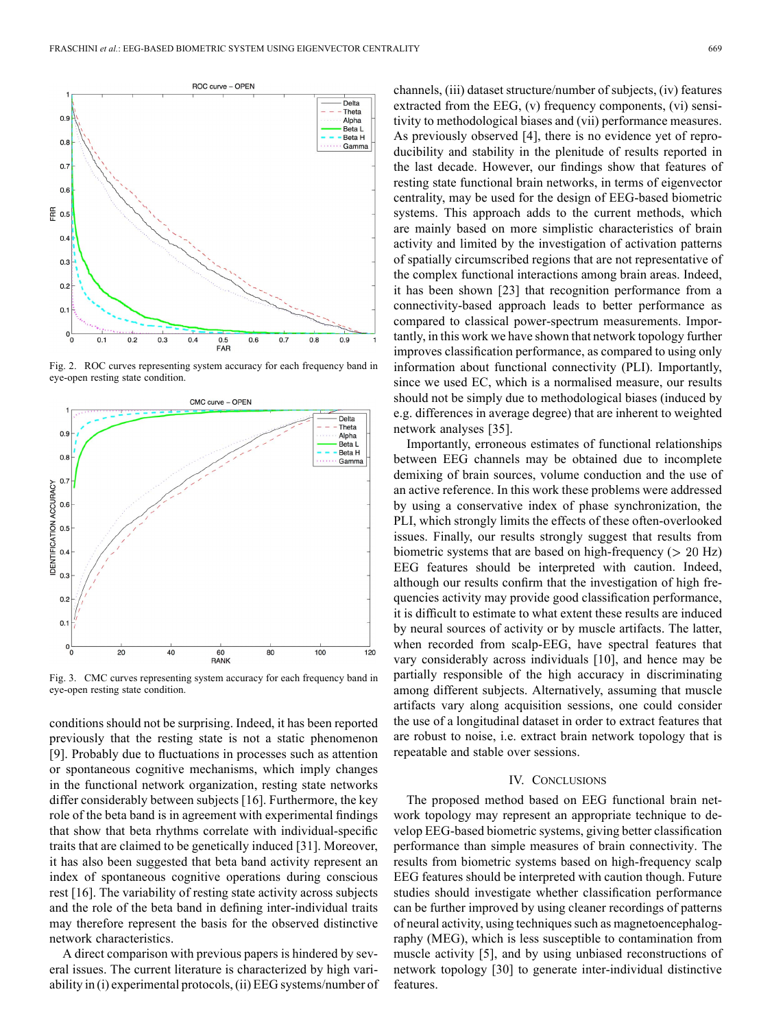ROC curve – OPEN

FRR

FAR

0, 0.1, 0.2, 0.3, 0.4, 0.5, 0.6, 0.7, 0.8, 0.9, 1

Delta
Theta
Alpha
Beta L
Beta H
Gamma

Fig. 2. ROC curves representing system accuracy for each frequency band in eye-open resting state condition.

CMC curve – OPEN

IDENTIFICATION ACCURACY

RANK

0, 20, 40, 60, 80, 100, 120

0, 0.1, 0.2, 0.3, 0.4, 0.5, 0.6, 0.7, 0.8, 0.9, 1

Delta
Theta
Alpha
Beta L
Beta H
Gamma

Fig. 3. CMC curves representing system accuracy for each frequency band in eye-open resting state condition.

conditions should not be surprising. Indeed, it has been reported previously that the resting state is not a static phenomenon [9]. Probably due to fluctuations in processes such as attention or spontaneous cognitive mechanisms, which imply changes in the functional network organization, resting state networks differ considerably between subjects [16]. Furthermore, the key role of the beta band is in agreement with experimental findings that show that beta rhythms correlate with individual-specific traits that are claimed to be genetically induced [31]. Moreover, it has also been suggested that beta band activity represent an index of spontaneous cognitive operations during conscious rest [16]. The variability of resting state activity across subjects and the role of the beta band in defining inter-individual traits may therefore represent the basis for the observed distinctive network characteristics.

A direct comparison with previous papers is hindered by several issues. The current literature is characterized by high variability in (i) experimental protocols, (ii) EEG systems/number of channels, (iii) dataset structure/number of subjects, (iv) features extracted from the EEG, (v) frequency components, (vi) sensitivity to methodological biases and (vii) performance measures. As previously observed [4], there is no evidence yet of reproducibility and stability in the plenitude of results reported in the last decade. However, our findings show that features of resting state functional brain networks, in terms of eigenvector centrality, may be used for the design of EEG-based biometric systems. This approach adds to the current methods, which are mainly based on more simplistic characteristics of brain activity and limited by the investigation of activation patterns of spatially circumscribed regions that are not representative of the complex functional interactions among brain areas. Indeed, it has been shown [23] that recognition performance from a connectivity-based approach leads to better performance as compared to classical power-spectrum measurements. Importantly, in this work we have shown that network topology further improves classification performance, as compared to using only information about functional connectivity (PLI). Importantly, since we used EC, which is a normalised measure, our results should not be simply due to methodological biases (induced by e.g. differences in average degree) that are inherent to weighted network analyses [35].

Importantly, erroneous estimates of functional relationships between EEG channels may be obtained due to incomplete demixing of brain sources, volume conduction and the use of an active reference. In this work these problems were addressed by using a conservative index of phase synchronization, the PLI, which strongly limits the effects of these often-overlooked issues. Finally, our results strongly suggest that results from biometric systems that are based on high-frequency ($> 20$ Hz) EEG features should be interpreted with caution. Indeed, although our results confirm that the investigation of high frequencies activity may provide good classification performance, it is difficult to estimate to what extent these results are induced by neural sources of activity or by muscle artifacts. The latter, when recorded from scalp-EEG, have spectral features that vary considerably across individuals [10], and hence may be partially responsible of the high accuracy in discriminating among different subjects. Alternatively, assuming that muscle artifacts vary along acquisition sessions, one could consider the use of a longitudinal dataset in order to extract features that are robust to noise, i.e. extract brain network topology that is repeatable and stable over sessions.

## IV. Conclusions

The proposed method based on EEG functional brain network topology may represent an appropriate technique to develop EEG-based biometric systems, giving better classification performance than simple measures of brain connectivity. The results from biometric systems based on high-frequency scalp EEG features should be interpreted with caution though. Future studies should investigate whether classification performance can be further improved by using cleaner recordings of patterns of neural activity, using techniques such as magnetoencephalography (MEG), which is less susceptible to contamination from muscle activity [5], and by using unbiased reconstructions of network topology [30] to generate inter-individual distinctive features.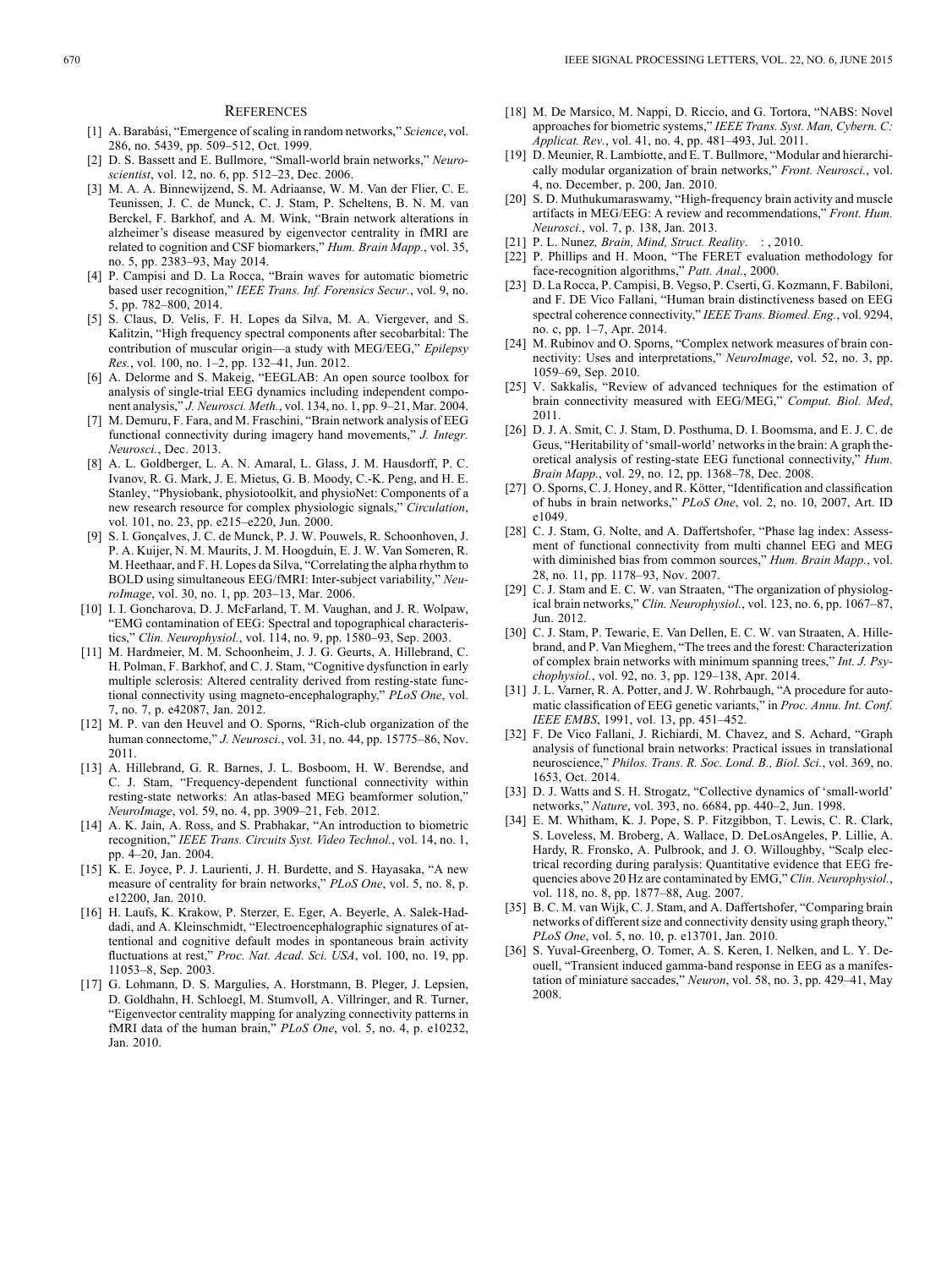## References

[1] A. Barabási, "Emergence of scaling in random networks," *Science*, vol. 286, no. 5439, pp. 509–512, Oct. 1999.

[2] D. S. Bassett and E. Bullmore, "Small-world brain networks," *Neuroscientist*, vol. 12, no. 6, pp. 512–23, Dec. 2006.

[3] M. A. A. Binnewijzend, S. M. Adriaanse, W. M. Van der Flier, C. E. Teunissen, J. C. de Munck, C. J. Stam, P. Scheltens, B. N. M. van Berckel, F. Barkhof, and A. M. Wink, "Brain network alterations in alzheimer's disease measured by eigenvector centrality in fMRI are related to cognition and CSF biomarkers," *Hum. Brain Mapp.*, vol. 35, no. 5, pp. 2383–93, May 2014.

[4] P. Campisi and D. La Rocca, "Brain waves for automatic biometric based user recognition," *IEEE Trans. Inf. Forensics Secur.*, vol. 9, no. 5, pp. 782–800, 2014.

[5] S. Claus, D. Velis, F. H. Lopes da Silva, M. A. Viergever, and S. Kalitzin, "High frequency spectral components after secobarbital: The contribution of muscular origin—a study with MEG/EEG," *Epilepsy Res.*, vol. 100, no. 1–2, pp. 132–41, Jun. 2012.

[6] A. Delorme and S. Makeig, "EEGLAB: An open source toolbox for analysis of single-trial EEG dynamics including independent component analysis," *J. Neurosci. Meth.*, vol. 134, no. 1, pp. 9–21, Mar. 2004.

[7] M. Demuru, F. Fara, and M. Fraschini, "Brain network analysis of EEG functional connectivity during imagery hand movements," *J. Integr. Neurosci.*, Dec. 2013.

[8] A. L. Goldberger, L. A. N. Amaral, L. Glass, J. M. Hausdorff, P. C. Ivanov, R. G. Mark, J. E. Mietus, G. B. Moody, C.-K. Peng, and H. E. Stanley, "Physiobank, physiotoolkit, and physioNet: Components of a new research resource for complex physiologic signals," *Circulation*, vol. 101, no. 23, pp. e215–e220, Jun. 2000.

[9] S. I. Gonçalves, J. C. de Munck, P. J. W. Pouwels, R. Schoonhoven, J. P. A. Kuijer, N. M. Maurits, J. M. Hoogduin, E. J. W. Van Someren, R. M. Heethaar, and F. H. Lopes da Silva, "Correlating the alpha rhythm to BOLD using simultaneous EEG/fMRI: Inter-subject variability," *NeuroImage*, vol. 30, no. 1, pp. 203–13, Mar. 2006.

[10] I. I. Goncharova, D. J. McFarland, T. M. Vaughan, and J. R. Wolpaw, "EMG contamination of EEG: Spectral and topographical characteristics," *Clin. Neurophysiol.*, vol. 114, no. 9, pp. 1580–93, Sep. 2003.

[11] M. Hardmeier, M. M. Schoonheim, J. J. G. Geurts, A. Hillebrand, C. H. Polman, F. Barkhof, and C. J. Stam, "Cognitive dysfunction in early multiple sclerosis: Altered centrality derived from resting-state functional connectivity using magneto-encephalography," *PLoS One*, vol. 7, no. 7, p. e42087, Jan. 2012.

[12] M. P. van den Heuvel and O. Sporns, "Rich-club organization of the human connectome," *J. Neurosci.*, vol. 31, no. 44, pp. 15775–86, Nov. 2011.

[13] A. Hillebrand, G. R. Barnes, J. L. Bosboom, H. W. Berendse, and C. J. Stam, "Frequency-dependent functional connectivity within resting-state networks: An atlas-based MEG beamformer solution," *NeuroImage*, vol. 59, no. 4, pp. 3909–21, Feb. 2012.

[14] A. K. Jain, A. Ross, and S. Prabhakar, "An introduction to biometric recognition," *IEEE Trans. Circuits Syst. Video Technol.*, vol. 14, no. 1, pp. 4–20, Jan. 2004.

[15] K. E. Joyce, P. J. Laurienti, J. H. Burdette, and S. Hayasaka, "A new measure of centrality for brain networks," *PLoS One*, vol. 5, no. 8, p. e12200, Jan. 2010.

[16] H. Laufs, K. Krakow, P. Sterzer, E. Eger, A. Beyerle, A. Salek-Haddadi, and A. Kleinschmidt, "Electroencephalographic signatures of attentional and cognitive default modes in spontaneous brain activity fluctuations at rest," *Proc. Nat. Acad. Sci. USA*, vol. 100, no. 19, pp. 11053–8, Sep. 2003.

[17] G. Lohmann, D. S. Margulies, A. Horstmann, B. Pleger, J. Lepsien, D. Goldhahn, H. Schloegl, M. Stumvoll, A. Villringer, and R. Turner, "Eigenvector centrality mapping for analyzing connectivity patterns in fMRI data of the human brain," *PLoS One*, vol. 5, no. 4, p. e10232, Jan. 2010.

[18] M. De Marsico, M. Nappi, D. Riccio, and G. Tortora, "NABS: Novel approaches for biometric systems," *IEEE Trans. Syst. Man, Cybern. C: Applicat. Rev.*, vol. 41, no. 4, pp. 481–493, Jul. 2011.

[19] D. Meunier, R. Lambiotte, and E. T. Bullmore, "Modular and hierarchically modular organization of brain networks," *Front. Neurosci.*, vol. 4, no. December, p. 200, Jan. 2010.

[20] S. D. Muthukumaraswamy, "High-frequency brain activity and muscle artifacts in MEG/EEG: A review and recommendations," *Front. Hum. Neurosci.*, vol. 7, p. 138, Jan. 2013.

[21] P. L. Nunez, *Brain, Mind, Struct. Reality*. : , 2010.

[22] P. Phillips and H. Moon, "The FERET evaluation methodology for face-recognition algorithms," *Patt. Anal.*, 2000.

[23] D. La Rocca, P. Campisi, B. Vegso, P. Cserti, G. Kozmann, F. Babiloni, and F. DE Vico Fallani, "Human brain distinctiveness based on EEG spectral coherence connectivity," *IEEE Trans. Biomed. Eng.*, vol. 9294, no. c, pp. 1–7, Apr. 2014.

[24] M. Rubinov and O. Sporns, "Complex network measures of brain connectivity: Uses and interpretations," *NeuroImage*, vol. 52, no. 3, pp. 1059–69, Sep. 2010.

[25] V. Sakkalis, "Review of advanced techniques for the estimation of brain connectivity measured with EEG/MEG," *Comput. Biol. Med*, 2011.

[26] D. J. A. Smit, C. J. Stam, D. Posthuma, D. I. Boomsma, and E. J. C. de Geus, "Heritability of 'small-world' networks in the brain: A graph theoretical analysis of resting-state EEG functional connectivity," *Hum. Brain Mapp.*, vol. 29, no. 12, pp. 1368–78, Dec. 2008.

[27] O. Sporns, C. J. Honey, and R. Kötter, "Identification and classification of hubs in brain networks," *PLoS One*, vol. 2, no. 10, 2007, Art. ID e1049.

[28] C. J. Stam, G. Nolte, and A. Daffertshofer, "Phase lag index: Assessment of functional connectivity from multi channel EEG and MEG with diminished bias from common sources," *Hum. Brain Mapp.*, vol. 28, no. 11, pp. 1178–93, Nov. 2007.

[29] C. J. Stam and E. C. W. van Straaten, "The organization of physiological brain networks," *Clin. Neurophysiol.*, vol. 123, no. 6, pp. 1067–87, Jun. 2012.

[30] C. J. Stam, P. Tewarie, E. Van Dellen, E. C. W. van Straaten, A. Hillebrand, and P. Van Mieghem, "The trees and the forest: Characterization of complex brain networks with minimum spanning trees," *Int. J. Psychophysiol.*, vol. 92, no. 3, pp. 129–138, Apr. 2014.

[31] J. L. Varner, R. A. Potter, and J. W. Rohrbaugh, "A procedure for automatic classification of EEG genetic variants," in *Proc. Annu. Int. Conf. IEEE EMBS*, 1991, vol. 13, pp. 451–452.

[32] F. De Vico Fallani, J. Richiardi, M. Chavez, and S. Achard, "Graph analysis of functional brain networks: Practical issues in translational neuroscience," *Philos. Trans. R. Soc. Lond. B., Biol. Sci.*, vol. 369, no. 1653, Oct. 2014.

[33] D. J. Watts and S. H. Strogatz, "Collective dynamics of 'small-world' networks," *Nature*, vol. 393, no. 6684, pp. 440–2, Jun. 1998.

[34] E. M. Whitham, K. J. Pope, S. P. Fitzgibbon, T. Lewis, C. R. Clark, S. Loveless, M. Broberg, A. Wallace, D. DeLosAngeles, P. Lillie, A. Hardy, R. Fronsko, A. Pulbrook, and J. O. Willoughby, "Scalp electrical recording during paralysis: Quantitative evidence that EEG frequencies above 20 Hz are contaminated by EMG," *Clin. Neurophysiol.*, vol. 118, no. 8, pp. 1877–88, Aug. 2007.

[35] B. C. M. van Wijk, C. J. Stam, and A. Daffertshofer, "Comparing brain networks of different size and connectivity density using graph theory," *PLoS One*, vol. 5, no. 10, p. e13701, Jan. 2010.

[36] S. Yuval-Greenberg, O. Tomer, A. S. Keren, I. Nelken, and L. Y. Deouell, "Transient induced gamma-band response in EEG as a manifestation of miniature saccades," *Neuron*, vol. 58, no. 3, pp. 429–41, May 2008.